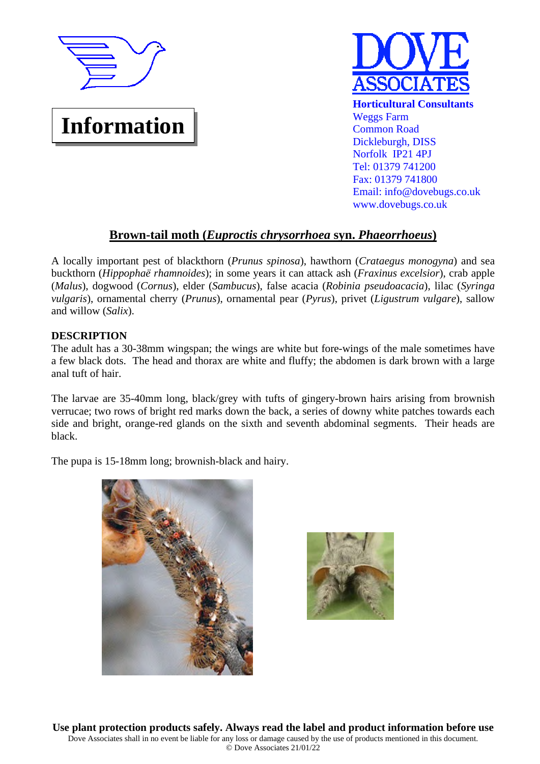# Information

**DOVE ASSOCIATES**

**Horticultural Consultants**
Weggs Farm
Common Road
Dickleburgh, DISS
Norfolk IP21 4PJ
Tel: 01379 741200
Fax: 01379 741800
Email: info@dovebugs.co.uk
www.dovebugs.co.uk

## Brown-tail moth (*Euproctis chrysorrhoea* syn. *Phaeorrhoeus*)

A locally important pest of blackthorn (*Prunus spinosa*), hawthorn (*Crataegus monogyna*) and sea buckthorn (*Hippophaë rhamnoides*); in some years it can attack ash (*Fraxinus excelsior*), crab apple (*Malus*), dogwood (*Cornus*), elder (*Sambucus*), false acacia (*Robinia pseudoacacia*), lilac (*Syringa vulgaris*), ornamental cherry (*Prunus*), ornamental pear (*Pyrus*), privet (*Ligustrum vulgare*), sallow and willow (*Salix*).

### DESCRIPTION

The adult has a 30-38mm wingspan; the wings are white but fore-wings of the male sometimes have a few black dots. The head and thorax are white and fluffy; the abdomen is dark brown with a large anal tuft of hair.

The larvae are 35-40mm long, black/grey with tufts of gingery-brown hairs arising from brownish verrucae; two rows of bright red marks down the back, a series of downy white patches towards each side and bright, orange-red glands on the sixth and seventh abdominal segments. Their heads are black.

The pupa is 15-18mm long; brownish-black and hairy.

**Use plant protection products safely. Always read the label and product information before use**

Dove Associates shall in no event be liable for any loss or damage caused by the use of products mentioned in this document.
© Dove Associates 21/01/22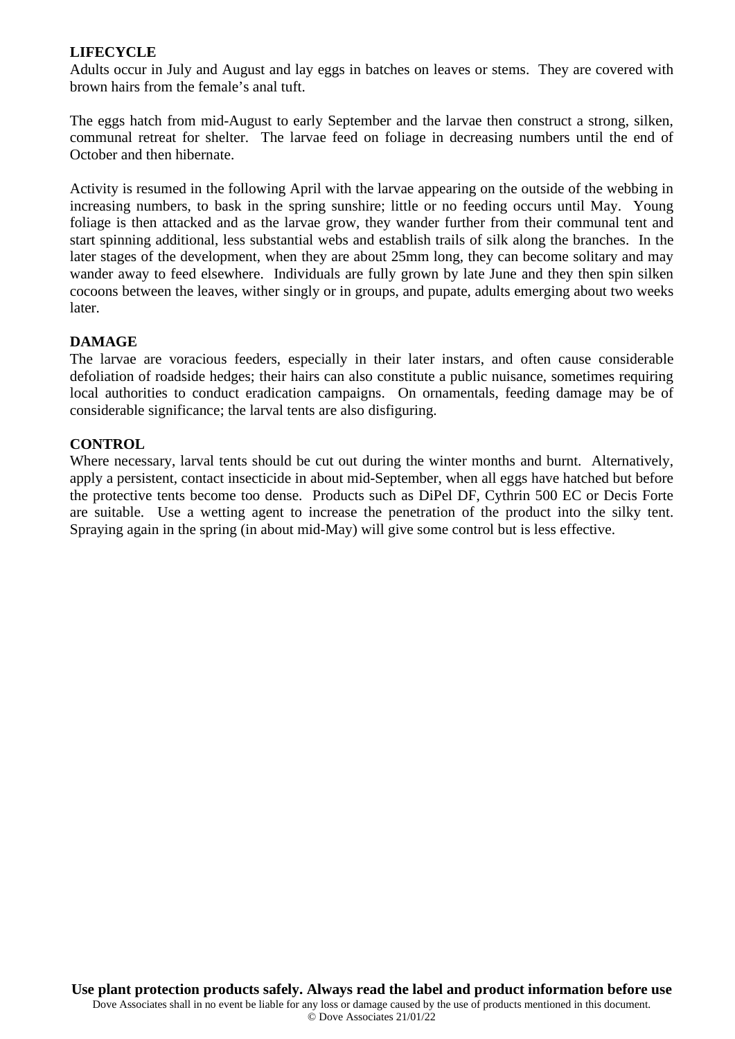## LIFECYCLE

Adults occur in July and August and lay eggs in batches on leaves or stems. They are covered with brown hairs from the female's anal tuft.

The eggs hatch from mid-August to early September and the larvae then construct a strong, silken, communal retreat for shelter. The larvae feed on foliage in decreasing numbers until the end of October and then hibernate.

Activity is resumed in the following April with the larvae appearing on the outside of the webbing in increasing numbers, to bask in the spring sunshire; little or no feeding occurs until May. Young foliage is then attacked and as the larvae grow, they wander further from their communal tent and start spinning additional, less substantial webs and establish trails of silk along the branches. In the later stages of the development, when they are about 25mm long, they can become solitary and may wander away to feed elsewhere. Individuals are fully grown by late June and they then spin silken cocoons between the leaves, wither singly or in groups, and pupate, adults emerging about two weeks later.

## DAMAGE

The larvae are voracious feeders, especially in their later instars, and often cause considerable defoliation of roadside hedges; their hairs can also constitute a public nuisance, sometimes requiring local authorities to conduct eradication campaigns. On ornamentals, feeding damage may be of considerable significance; the larval tents are also disfiguring.

## CONTROL

Where necessary, larval tents should be cut out during the winter months and burnt. Alternatively, apply a persistent, contact insecticide in about mid-September, when all eggs have hatched but before the protective tents become too dense. Products such as DiPel DF, Cythrin 500 EC or Decis Forte are suitable. Use a wetting agent to increase the penetration of the product into the silky tent. Spraying again in the spring (in about mid-May) will give some control but is less effective.

**Use plant protection products safely. Always read the label and product information before use**

Dove Associates shall in no event be liable for any loss or damage caused by the use of products mentioned in this document.

© Dove Associates 21/01/22